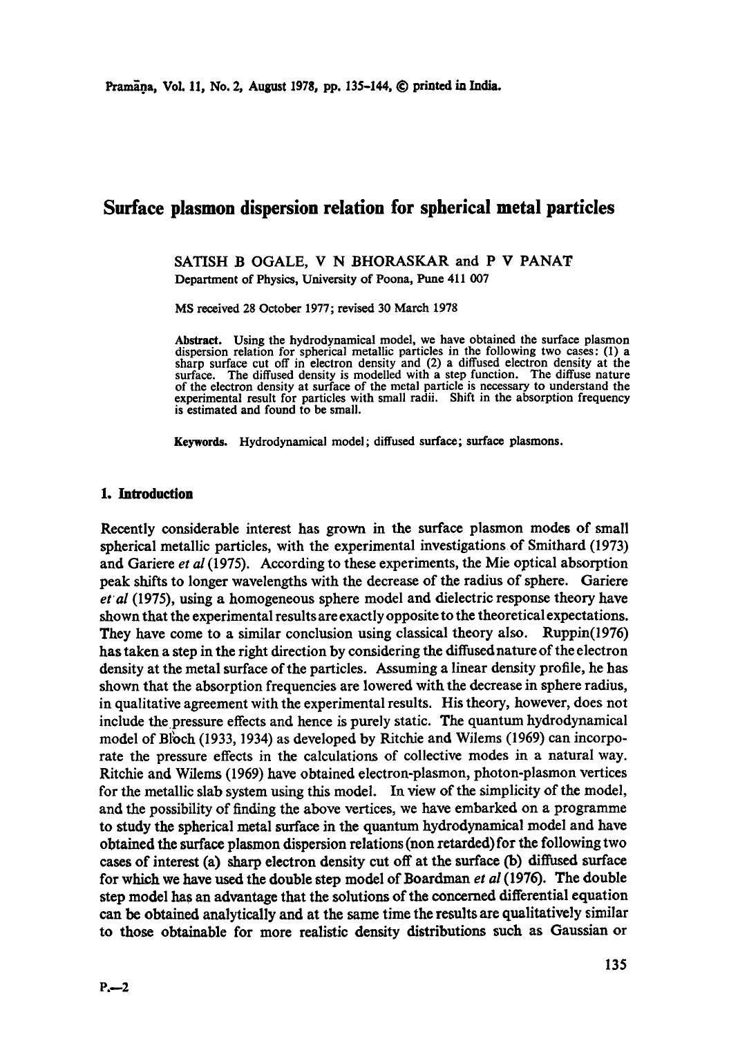# Surface plasmon dispersion relation for spherical metal particles

SATISH B OGALE, V N BHORASKAR and P V PANAT

Department of Physics, University of Poona, Pune 411 007

MS received 28 October 1977; revised 30 March 1978

**Abstract.** Using the hydrodynamical model, we have obtained the surface plasmon dispersion relation for spherical metallic particles in the following two cases: (1) a sharp surface cut off in electron density and (2) a diffused electron density at the surface. The diffused density is modelled with a step function. The diffuse nature of the electron density at surface of the metal particle is necessary to understand the experimental result for particles with small radii. Shift in the absorption frequency is estimated and found to be small.

**Keywords.** Hydrodynamical model; diffused surface; surface plasmons.

## 1. Introduction

Recently considerable interest has grown in the surface plasmon modes of small spherical metallic particles, with the experimental investigations of Smithard (1973) and Gariere *et al* (1975). According to these experiments, the Mie optical absorption peak shifts to longer wavelengths with the decrease of the radius of sphere. Gariere *et al* (1975), using a homogeneous sphere model and dielectric response theory have shown that the experimental results are exactly opposite to the theoretical expectations. They have come to a similar conclusion using classical theory also. Ruppin (1976) has taken a step in the right direction by considering the diffused nature of the electron density at the metal surface of the particles. Assuming a linear density profile, he has shown that the absorption frequencies are lowered with the decrease in sphere radius, in qualitative agreement with the experimental results. His theory, however, does not include the pressure effects and hence is purely static. The quantum hydrodynamical model of Bloch (1933, 1934) as developed by Ritchie and Wilems (1969) can incorporate the pressure effects in the calculations of collective modes in a natural way. Ritchie and Wilems (1969) have obtained electron-plasmon, photon-plasmon vertices for the metallic slab system using this model. In view of the simplicity of the model, and the possibility of finding the above vertices, we have embarked on a programme to study the spherical metal surface in the quantum hydrodynamical model and have obtained the surface plasmon dispersion relations (non retarded) for the following two cases of interest (a) sharp electron density cut off at the surface (b) diffused surface for which we have used the double step model of Boardman *et al* (1976). The double step model has an advantage that the solutions of the concerned differential equation can be obtained analytically and at the same time the results are qualitatively similar to those obtainable for more realistic density distributions such as Gaussian or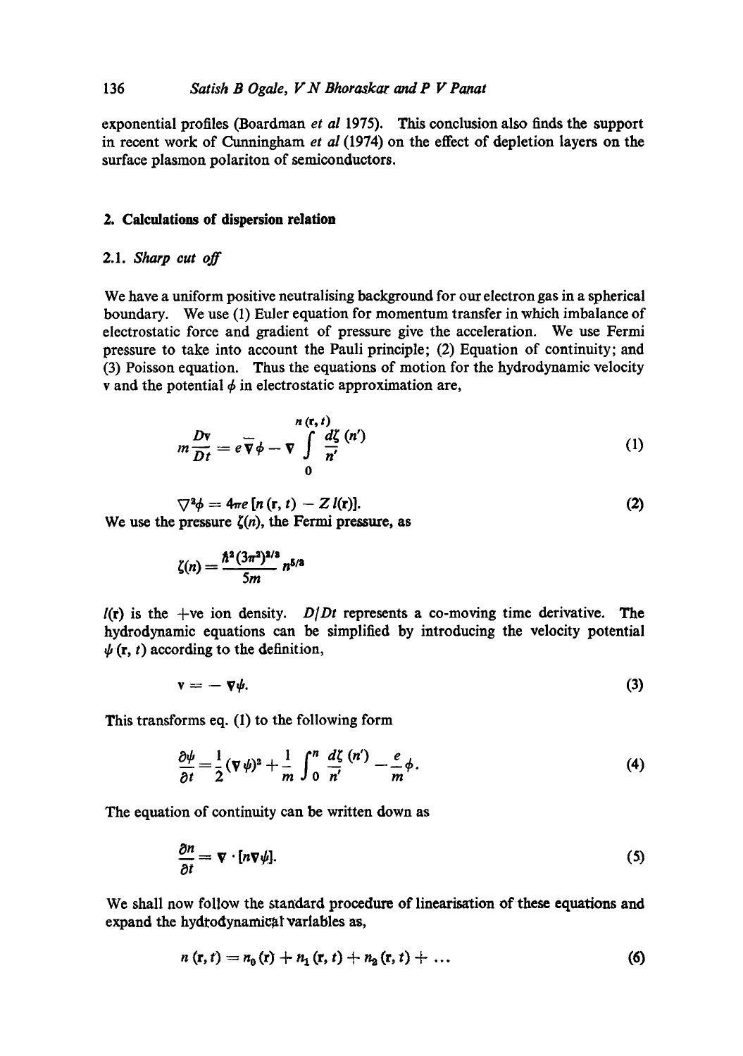exponential profiles (Boardman *et al* 1975). This conclusion also finds the support in recent work of Cunningham *et al* (1974) on the effect of depletion layers on the surface plasmon polariton of semiconductors.

## 2. Calculations of dispersion relation

### 2.1. *Sharp cut off*

We have a uniform positive neutralising background for our electron gas in a spherical boundary. We use (1) Euler equation for momentum transfer in which imbalance of electrostatic force and gradient of pressure give the acceleration. We use Fermi pressure to take into account the Pauli principle; (2) Equation of continuity; and (3) Poisson equation. Thus the equations of motion for the hydrodynamic velocity $\mathbf{v}$ and the potential $\phi$ in electrostatic approximation are,

$$m \frac{D\mathbf{v}}{Dt} = e \overline{\nabla} \phi - \nabla \int_{0}^{n(\mathbf{r},t)} \frac{d\zeta(n')}{n'} \tag{1}$$

$$\nabla^2 \phi = 4\pi e \left[ n(\mathbf{r}, t) - Z\, l(\mathbf{r}) \right]. \tag{2}$$

We use the pressure $\zeta(n)$, the Fermi pressure, as

$$\zeta(n) = \frac{\hbar^2 (3\pi^2)^{2/3}}{5m} n^{5/3}$$

$l(\mathbf{r})$ is the +ve ion density. $D/Dt$ represents a co-moving time derivative. The hydrodynamic equations can be simplified by introducing the velocity potential $\psi(\mathbf{r}, t)$ according to the definition,

$$\mathbf{v} = -\nabla \psi. \tag{3}$$

This transforms eq. (1) to the following form

$$\frac{\partial \psi}{\partial t} = \frac{1}{2} (\nabla \psi)^2 + \frac{1}{m} \int_0^n \frac{d\zeta(n')}{n'} - \frac{e}{m} \phi. \tag{4}$$

The equation of continuity can be written down as

$$\frac{\partial n}{\partial t} = \nabla \cdot [n \nabla \psi]. \tag{5}$$

We shall now follow the standard procedure of linearisation of these equations and expand the hydrodynamical variables as,

$$n(\mathbf{r}, t) = n_0(\mathbf{r}) + n_1(\mathbf{r}, t) + n_2(\mathbf{r}, t) + \ldots \tag{6}$$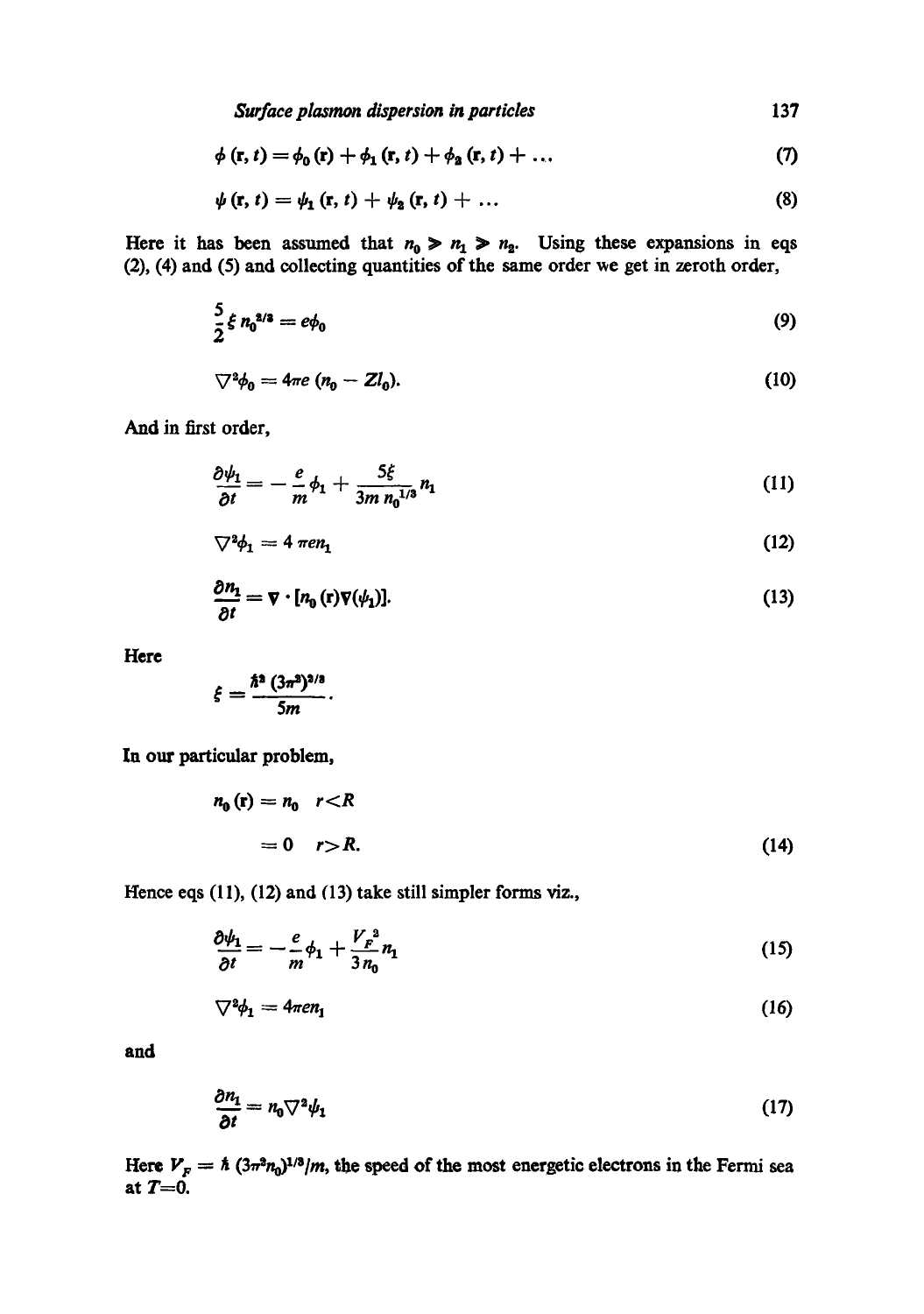$$\phi(\mathbf{r}, t) = \phi_0(\mathbf{r}) + \phi_1(\mathbf{r}, t) + \phi_2(\mathbf{r}, t) + \ldots \tag{7}$$

$$\psi(\mathbf{r}, t) = \psi_1(\mathbf{r}, t) + \psi_2(\mathbf{r}, t) + \ldots \tag{8}$$

Here it has been assumed that $n_0 \gg n_1 \gg n_2$. Using these expansions in eqs (2), (4) and (5) and collecting quantities of the same order we get in zeroth order,

$$\frac{5}{2}\xi\, n_0^{2/3} = e\phi_0 \tag{9}$$

$$\nabla^2\phi_0 = 4\pi e\,(n_0 - Zl_0). \tag{10}$$

And in first order,

$$\frac{\partial\psi_1}{\partial t} = -\frac{e}{m}\phi_1 + \frac{5\xi}{3m\, n_0^{1/3}} n_1 \tag{11}$$

$$\nabla^2\phi_1 = 4\,\pi e n_1 \tag{12}$$

$$\frac{\partial n_1}{\partial t} = \nabla \cdot [n_0(\mathbf{r})\nabla(\psi_1)]. \tag{13}$$

Here

$$\xi = \frac{\hbar^2 (3\pi^2)^{2/3}}{5m}.$$

In our particular problem,

$$n_0(\mathbf{r}) = n_0 \quad r<R$$

$$= 0 \quad r>R. \tag{14}$$

Hence eqs (11), (12) and (13) take still simpler forms viz.,

$$\frac{\partial\psi_1}{\partial t} = -\frac{e}{m}\phi_1 + \frac{V_F^2}{3n_0} n_1 \tag{15}$$

$$\nabla^2\phi_1 = 4\pi e n_1 \tag{16}$$

and

$$\frac{\partial n_1}{\partial t} = n_0 \nabla^2\psi_1 \tag{17}$$

Here $V_F = \hbar\,(3\pi^2 n_0)^{1/3}/m$, the speed of the most energetic electrons in the Fermi sea at $T=0$.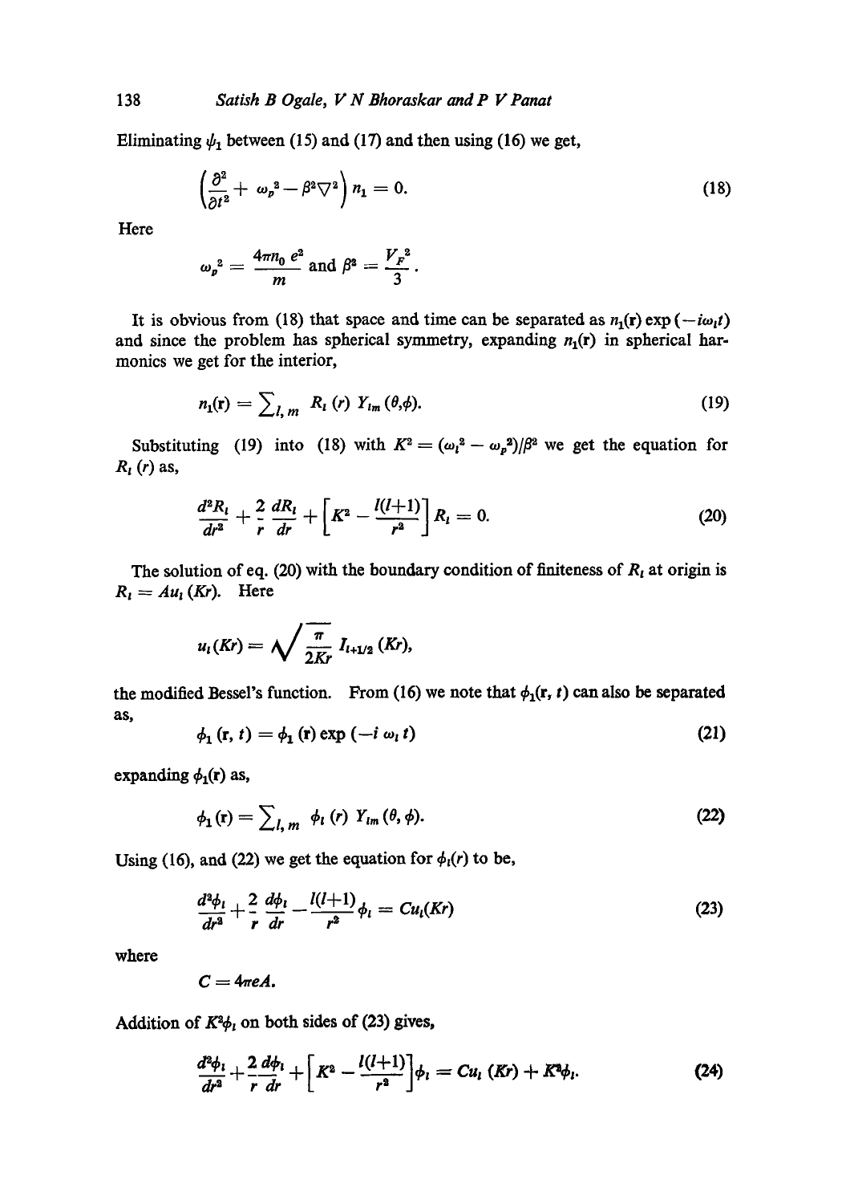Eliminating $\psi_1$ between (15) and (17) and then using (16) we get,

$$\left(\frac{\partial^2}{\partial t^2} + \omega_p^2 - \beta^2 \nabla^2\right) n_1 = 0. \tag{18}$$

Here

$$\omega_p^2 = \frac{4\pi n_0 e^2}{m} \text{ and } \beta^2 = \frac{V_F^2}{3}.$$

It is obvious from (18) that space and time can be separated as $n_1(\mathbf{r}) \exp(-i\omega_l t)$ and since the problem has spherical symmetry, expanding $n_1(\mathbf{r})$ in spherical harmonics we get for the interior,

$$n_1(\mathbf{r}) = \sum_{l,m} R_l(r) Y_{lm}(\theta, \phi). \tag{19}$$

Substituting (19) into (18) with $K^2 = (\omega_l^2 - \omega_p^2)/\beta^2$ we get the equation for $R_l(r)$ as,

$$\frac{d^2 R_l}{dr^2} + \frac{2}{r}\frac{dR_l}{dr} + \left[K^2 - \frac{l(l+1)}{r^2}\right] R_l = 0. \tag{20}$$

The solution of eq. (20) with the boundary condition of finiteness of $R_l$ at origin is $R_l = A u_l(Kr)$. Here

$$u_l(Kr) = \sqrt{\frac{\pi}{2Kr}}\, I_{l+1/2}(Kr),$$

the modified Bessel's function. From (16) we note that $\phi_1(\mathbf{r}, t)$ can also be separated as,

$$\phi_1(\mathbf{r}, t) = \phi_1(\mathbf{r}) \exp(-i\,\omega_l t) \tag{21}$$

expanding $\phi_1(\mathbf{r})$ as,

$$\phi_1(\mathbf{r}) = \sum_{l,m} \phi_l(r) Y_{lm}(\theta, \phi). \tag{22}$$

Using (16), and (22) we get the equation for $\phi_l(r)$ to be,

$$\frac{d^2\phi_l}{dr^2} + \frac{2}{r}\frac{d\phi_l}{dr} - \frac{l(l+1)}{r^2}\phi_l = C u_l(Kr) \tag{23}$$

where

$$C = 4\pi e A.$$

Addition of $K^2\phi_l$ on both sides of (23) gives,

$$\frac{d^2\phi_l}{dr^2} + \frac{2}{r}\frac{d\phi_l}{dr} + \left[K^2 - \frac{l(l+1)}{r^2}\right]\phi_l = C u_l(Kr) + K^2\phi_l. \tag{24}$$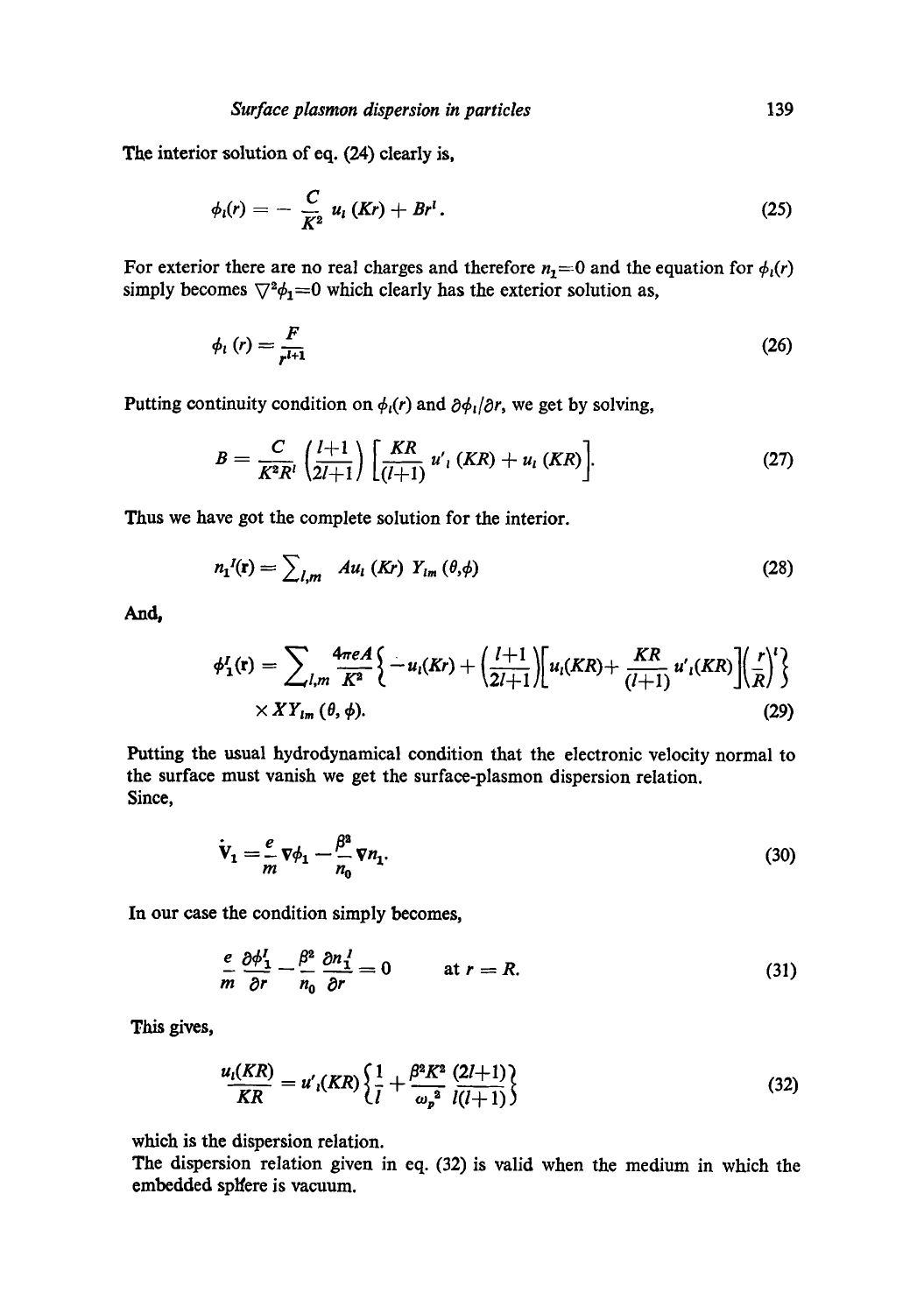The interior solution of eq. (24) clearly is,

$$\phi_l(r) = -\frac{C}{K^2} u_l(Kr) + Br^l. \tag{25}$$

For exterior there are no real charges and therefore $n_1 = 0$ and the equation for $\phi_l(r)$ simply becomes $\nabla^2 \phi_1 = 0$ which clearly has the exterior solution as,

$$\phi_l(r) = \frac{F}{r^{l+1}} \tag{26}$$

Putting continuity condition on $\phi_l(r)$ and $\partial \phi_l / \partial r$, we get by solving,

$$B = \frac{C}{K^2 R^l} \left(\frac{l+1}{2l+1}\right) \left[\frac{KR}{(l+1)} u'_l(KR) + u_l(KR)\right]. \tag{27}$$

Thus we have got the complete solution for the interior.

$$n_1^I(\mathbf{r}) = \sum_{l,m} A u_l(Kr) \, Y_{lm}(\theta, \phi) \tag{28}$$

And,

$$\phi_1^I(\mathbf{r}) = \sum_{l,m} \frac{4\pi e A}{K^2} \left\{ -u_l(Kr) + \left(\frac{l+1}{2l+1}\right)\left[u_l(KR) + \frac{KR}{(l+1)} u'_l(KR)\right]\left(\frac{r}{R}\right)^l \right\}$$
$$\times XY_{lm}(\theta, \phi). \tag{29}$$

Putting the usual hydrodynamical condition that the electronic velocity normal to the surface must vanish we get the surface-plasmon dispersion relation.
Since,

$$\dot{\mathbf{V}}_1 = \frac{e}{m} \nabla \phi_1 - \frac{\beta^2}{n_0} \nabla n_1. \tag{30}$$

In our case the condition simply becomes,

$$\frac{e}{m} \frac{\partial \phi_1^I}{\partial r} - \frac{\beta^2}{n_0} \frac{\partial n_1^I}{\partial r} = 0 \qquad \text{at } r = R. \tag{31}$$

This gives,

$$\frac{u_l(KR)}{KR} = u'_l(KR) \left\{ \frac{1}{l} + \frac{\beta^2 K^2}{\omega_p^2} \frac{(2l+1)}{l(l+1)} \right\} \tag{32}$$

which is the dispersion relation.
The dispersion relation given in eq. (32) is valid when the medium in which the embedded sphere is vacuum.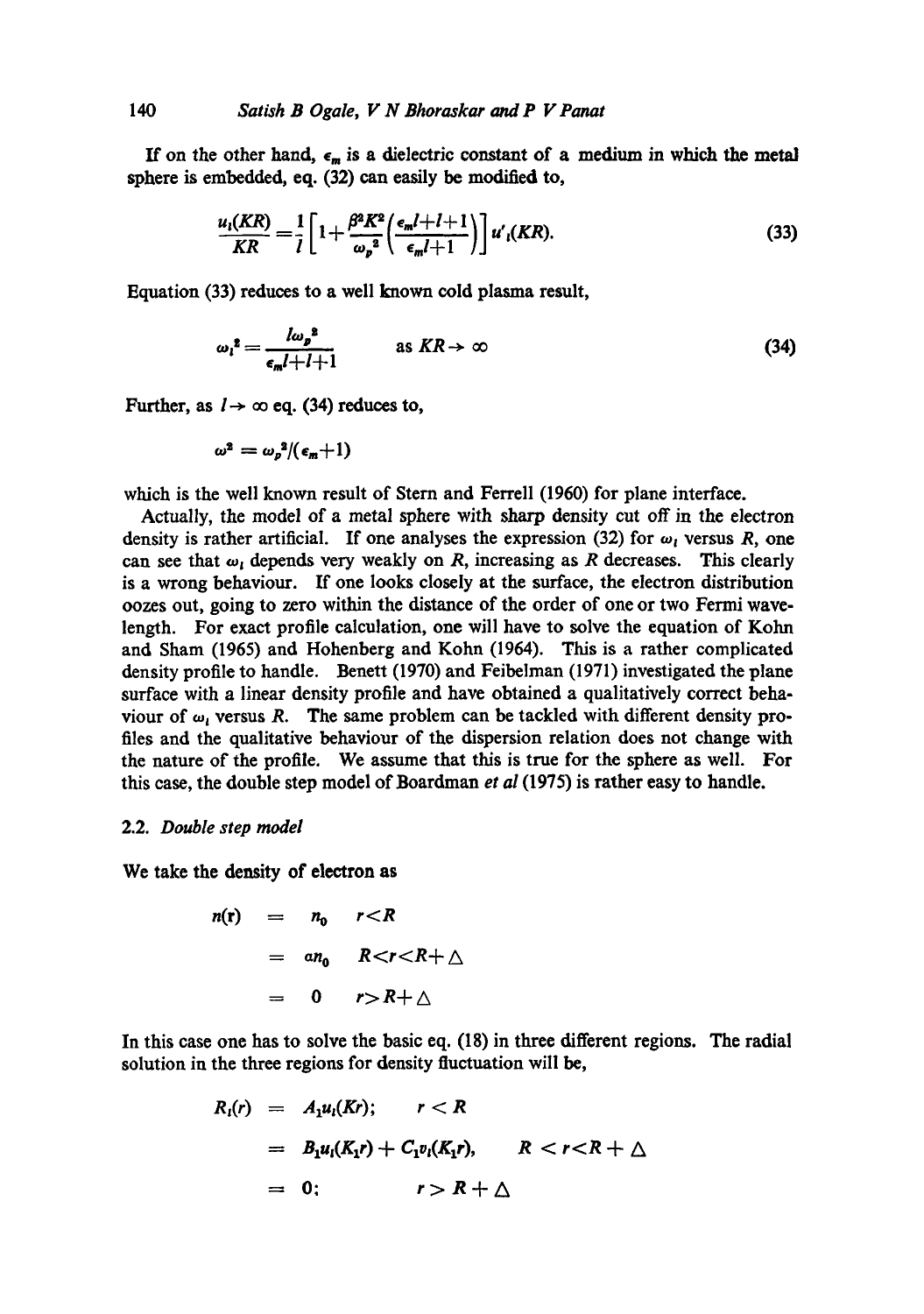If on the other hand, $\epsilon_m$ is a dielectric constant of a medium in which the metal sphere is embedded, eq. (32) can easily be modified to,

$$\frac{u_l(KR)}{KR}=\frac{1}{l}\left[1+\frac{\beta^2K^2}{\omega_p^2}\left(\frac{\epsilon_m l+l+1}{\epsilon_m l+1}\right)\right]u'_l(KR). \tag{33}$$

Equation (33) reduces to a well known cold plasma result,

$$\omega_l^2=\frac{l\omega_p^2}{\epsilon_m l+l+1} \qquad \text{as } KR\to\infty \tag{34}$$

Further, as $l\to\infty$ eq. (34) reduces to,

$$\omega^2=\omega_p^2/(\epsilon_m+1)$$

which is the well known result of Stern and Ferrell (1960) for plane interface.

Actually, the model of a metal sphere with sharp density cut off in the electron density is rather artificial. If one analyses the expression (32) for $\omega_l$ versus $R$, one can see that $\omega_l$ depends very weakly on $R$, increasing as $R$ decreases. This clearly is a wrong behaviour. If one looks closely at the surface, the electron distribution oozes out, going to zero within the distance of the order of one or two Fermi wavelength. For exact profile calculation, one will have to solve the equation of Kohn and Sham (1965) and Hohenberg and Kohn (1964). This is a rather complicated density profile to handle. Benett (1970) and Feibelman (1971) investigated the plane surface with a linear density profile and have obtained a qualitatively correct behaviour of $\omega_l$ versus $R$. The same problem can be tackled with different density profiles and the qualitative behaviour of the dispersion relation does not change with the nature of the profile. We assume that this is true for the sphere as well. For this case, the double step model of Boardman *et al* (1975) is rather easy to handle.

### 2.2. *Double step model*

We take the density of electron as

$$\begin{aligned} n(\mathbf{r}) &= n_0 \quad r<R \\ &= an_0 \quad R<r<R+\triangle \\ &= 0 \quad r>R+\triangle \end{aligned}$$

In this case one has to solve the basic eq. (18) in three different regions. The radial solution in the three regions for density fluctuation will be,

$$\begin{aligned} R_l(r) &= A_1u_l(Kr); \quad r<R \\ &= B_1u_l(K_1r)+C_1v_l(K_1r), \quad R<r<R+\triangle \\ &= 0; \quad r>R+\triangle \end{aligned}$$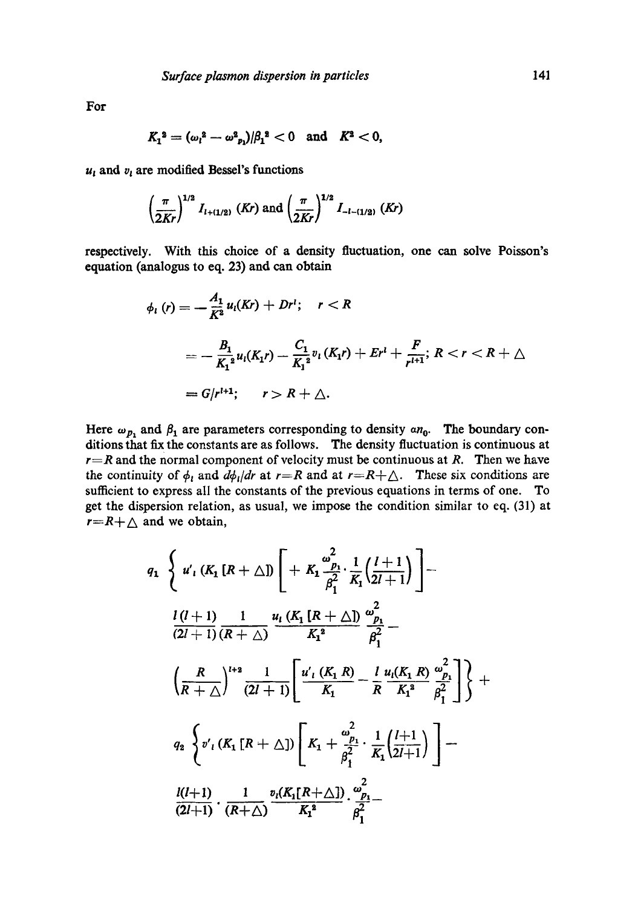For

$$K_1^2 = (\omega_l^2 - \omega_{p_1}^2)/\beta_1^2 < 0 \quad \text{and} \quad K^2 < 0,$$

$u_l$ and $v_l$ are modified Bessel's functions

$$\left(\frac{\pi}{2Kr}\right)^{1/2} I_{l+(1/2)}(Kr) \text{ and } \left(\frac{\pi}{2Kr}\right)^{1/2} I_{-l-(1/2)}(Kr)$$

respectively. With this choice of a density fluctuation, one can solve Poisson's equation (analogus to eq. 23) and can obtain

$$\phi_l(r) = -\frac{A_1}{K^2} u_l(Kr) + Dr^l; \quad r < R$$

$$= -\frac{B_1}{K_1^2} u_l(K_1 r) - \frac{C_1}{K_1^2} v_l(K_1 r) + Er^l + \frac{F}{r^{l+1}}; \ R < r < R + \triangle$$

$$= G/r^{l+1}; \quad r > R + \triangle.$$

Here $\omega_{p_1}$ and $\beta_1$ are parameters corresponding to density $\alpha n_0$. The boundary conditions that fix the constants are as follows. The density fluctuation is continuous at $r = R$ and the normal component of velocity must be continuous at $R$. Then we have the continuity of $\phi_l$ and $d\phi_l/dr$ at $r = R$ and at $r = R + \triangle$. These six conditions are sufficient to express all the constants of the previous equations in terms of one. To get the dispersion relation, as usual, we impose the condition similar to eq. (31) at $r = R + \triangle$ and we obtain,

$$q_1 \left\{ u'_l (K_1 [R + \triangle]) \left[ + K_1 \frac{\omega_{p_1}^2}{\beta_1^2} \cdot \frac{1}{K_1} \left( \frac{l+1}{2l+1} \right) \right] - \right.$$

$$\frac{l(l+1)}{(2l+1)} \frac{1}{(R+\triangle)} \frac{u_l(K_1[R+\triangle])}{K_1^2} \frac{\omega_{p_1}^2}{\beta_1^2} -$$

$$\left. \left( \frac{R}{R+\triangle} \right)^{l+2} \frac{1}{(2l+1)} \left[ \frac{u'_l(K_1 R)}{K_1} - \frac{l}{R} \frac{u_l(K_1 R)}{K_1^2} \frac{\omega_{p_1}^2}{\beta_1^2} \right] \right\} +$$

$$q_2 \left\{ v'_l (K_1 [R + \triangle]) \left[ K_1 + \frac{\omega_{p_1}^2}{\beta_1^2} \cdot \frac{1}{K_1} \left( \frac{l+1}{2l+1} \right) \right] - \right.$$

$$\frac{l(l+1)}{(2l+1)} \cdot \frac{1}{(R+\triangle)} \frac{v_l(K_1[R+\triangle])}{K_1^2} \cdot \frac{\omega_{p_1}^2}{\beta_1^2} -$$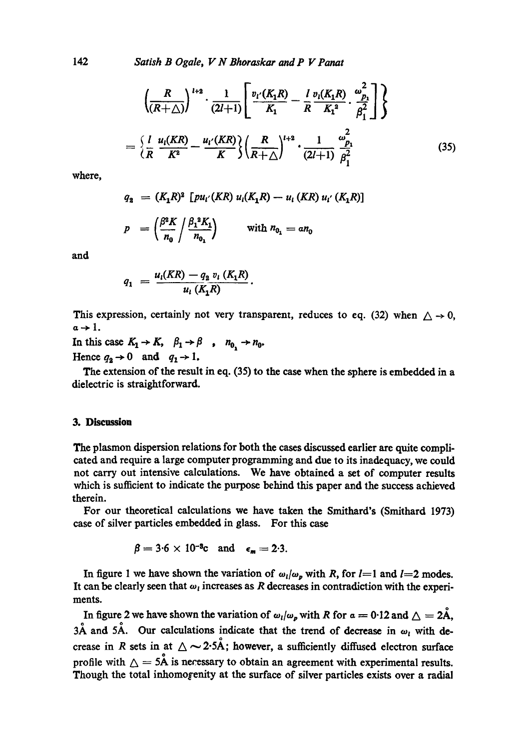$$\left(\frac{R}{(R+\triangle)}\right)^{l+2} \cdot \frac{1}{(2l+1)} \left[ \frac{v_l'(K_1 R)}{K_1} - \frac{l}{R} \frac{v_l(K_1 R)}{K_1^2} \cdot \frac{\omega_{p_1}^2}{\beta_1^2} \right] \Bigg\}$$

$$= \left\{ \frac{l}{R} \frac{u_l(KR)}{K^2} - \frac{u_l'(KR)}{K} \right\} \left( \frac{R}{R+\triangle} \right)^{l+2} \cdot \frac{1}{(2l+1)} \frac{\omega_{p_1}^2}{\beta_1^2} \tag{35}$$

where,

$$q_2 = (K_1 R)^2 \left[ p u_l'(KR)\, u_l(K_1 R) - u_l(KR)\, u_l'(K_1 R) \right]$$

$$p = \left( \frac{\beta^2 K}{n_0} \Big/ \frac{\beta_1^2 K_1}{n_{0_1}} \right) \qquad \text{with } n_{0_1} = a n_0$$

and

$$q_1 = \frac{u_l(KR) - q_2\, v_l(K_1 R)}{u_l(K_1 R)}.$$

This expression, certainly not very transparent, reduces to eq. (32) when $\triangle \to 0$, $a \to 1$.

In this case $K_1 \to K$, $\beta_1 \to \beta$, $n_{0_1} \to n_0$.

Hence $q_2 \to 0$ and $q_1 \to 1$.

The extension of the result in eq. (35) to the case when the sphere is embedded in a dielectric is straightforward.

## 3. Discussion

The plasmon dispersion relations for both the cases discussed earlier are quite complicated and require a large computer programming and due to its inadequacy, we could not carry out intensive calculations. We have obtained a set of computer results which is sufficient to indicate the purpose behind this paper and the success achieved therein.

For our theoretical calculations we have taken the Smithard's (Smithard 1973) case of silver particles embedded in glass. For this case

$$\beta = 3 \cdot 6 \times 10^{-3} c \quad \text{and} \quad \epsilon_m = 2 \cdot 3.$$

In figure 1 we have shown the variation of $\omega_l/\omega_p$ with $R$, for $l=1$ and $l=2$ modes. It can be clearly seen that $\omega_l$ increases as $R$ decreases in contradiction with the experiments.

In figure 2 we have shown the variation of $\omega_l/\omega_p$ with $R$ for $a = 0 \cdot 12$ and $\triangle = 2$Å, 3Å and 5Å. Our calculations indicate that the trend of decrease in $\omega_l$ with decrease in $R$ sets in at $\triangle \sim 2 \cdot 5$Å; however, a sufficiently diffused electron surface profile with $\triangle = 5$Å is necessary to obtain an agreement with experimental results. Though the total inhomogenity at the surface of silver particles exists over a radial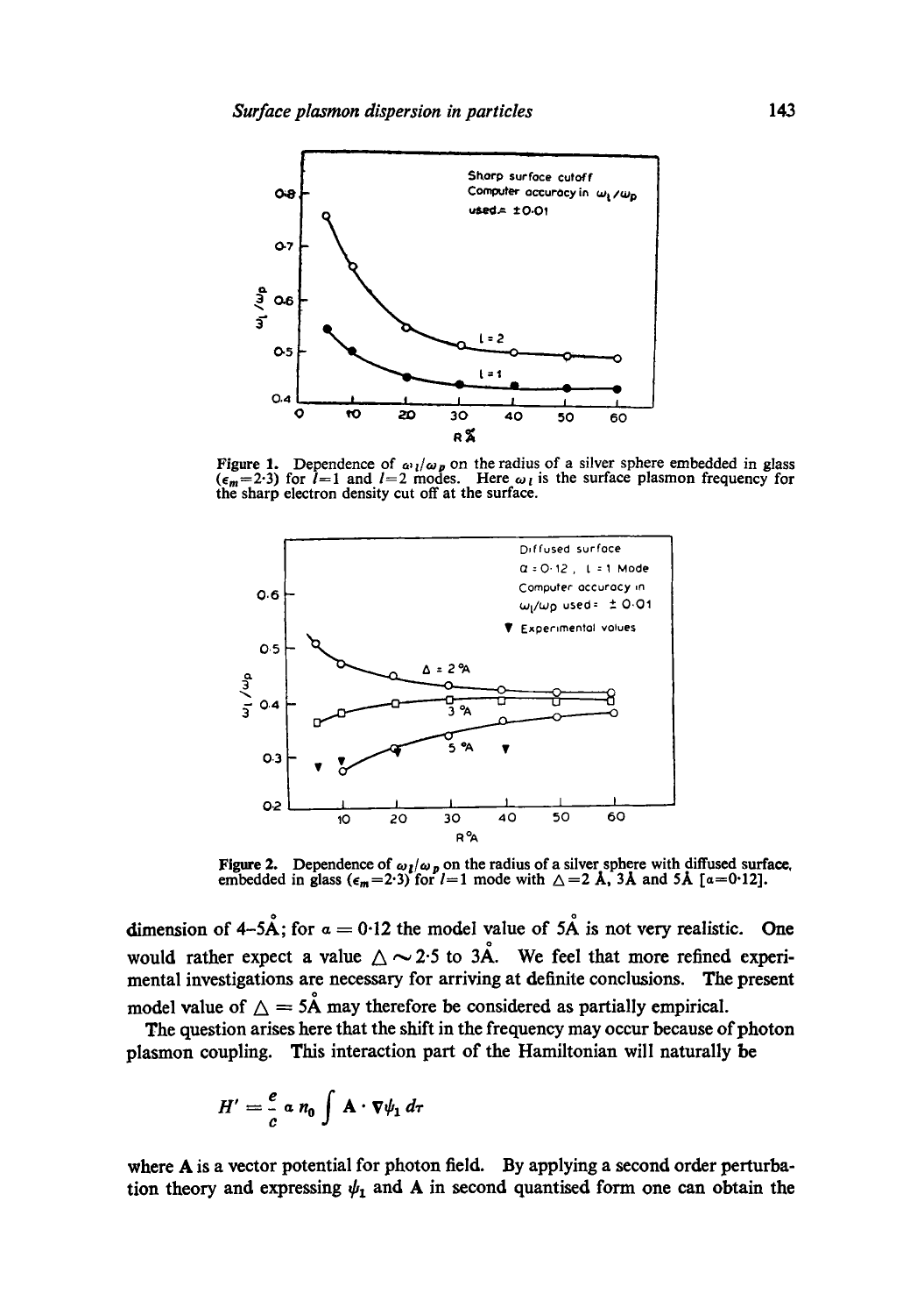Figure 1. Dependence of $\omega_l/\omega_p$ on the radius of a silver sphere embedded in glass ($\epsilon_m$=2·3) for $l$=1 and $l$=2 modes. Here $\omega_l$ is the surface plasmon frequency for the sharp electron density cut off at the surface.

Figure 2. Dependence of $\omega_l/\omega_p$ on the radius of a silver sphere with diffused surface, embedded in glass ($\epsilon_m$=2·3) for $l$=1 mode with $\triangle$=2 Å, 3Å and 5Å [$\alpha$=0·12].

dimension of 4–5Å; for $\alpha = 0{\cdot}12$ the model value of 5Å is not very realistic. One would rather expect a value $\triangle \sim 2{\cdot}5$ to 3Å. We feel that more refined experimental investigations are necessary for arriving at definite conclusions. The present model value of $\triangle = 5$Å may therefore be considered as partially empirical.

The question arises here that the shift in the frequency may occur because of photon plasmon coupling. This interaction part of the Hamiltonian will naturally be

$$H' = \frac{e}{c}\, \alpha\, n_0 \int \mathbf{A} \cdot \nabla \psi_1 \, d\tau$$

where **A** is a vector potential for photon field. By applying a second order perturbation theory and expressing $\psi_1$ and **A** in second quantised form one can obtain the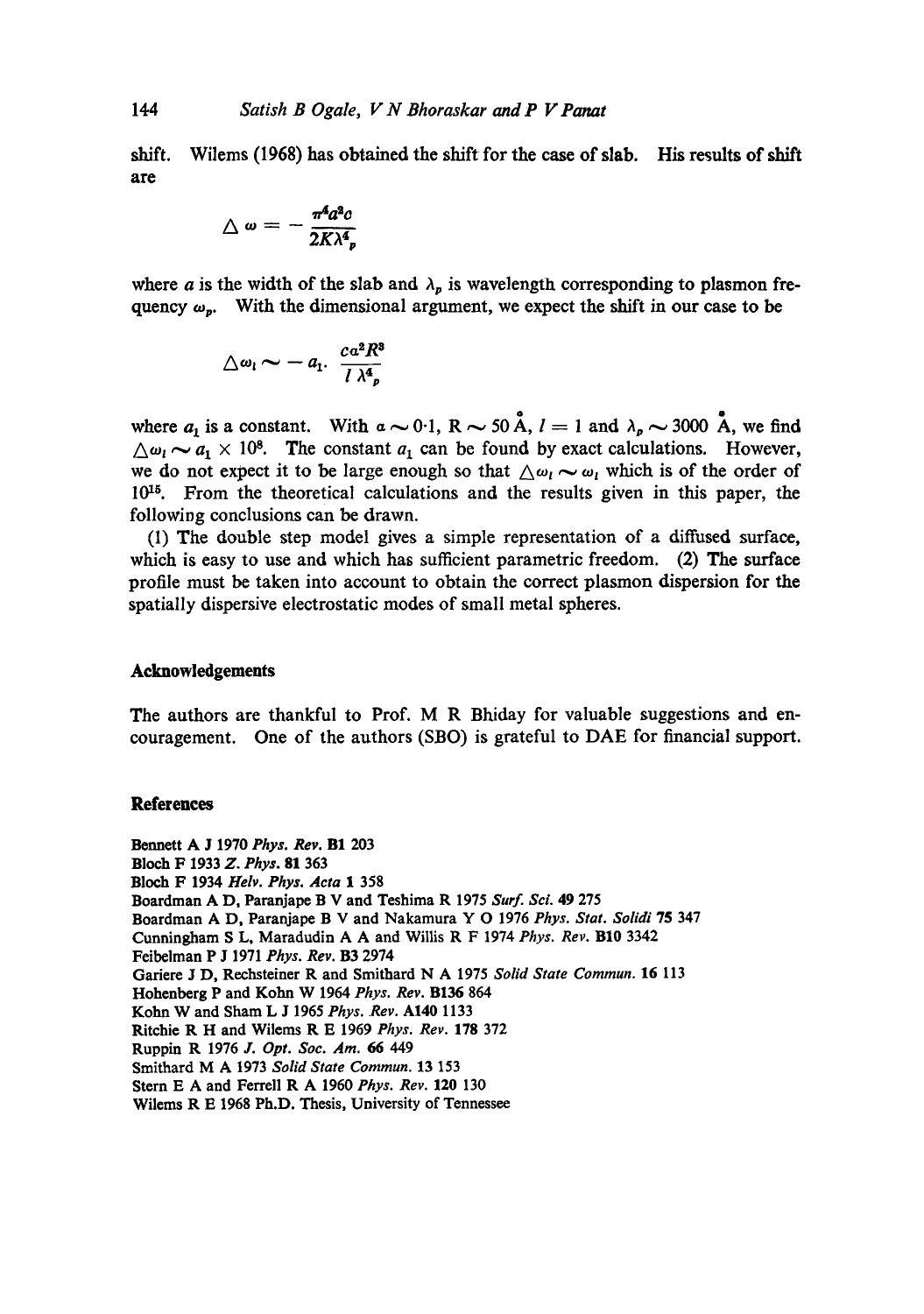shift. Wilems (1968) has obtained the shift for the case of slab. His results of shift are

$$\triangle \omega = - \frac{\pi^4 a^2 c}{2K\lambda^4_p}$$

where $a$ is the width of the slab and $\lambda_p$ is wavelength corresponding to plasmon frequency $\omega_p$. With the dimensional argument, we expect the shift in our case to be

$$\triangle \omega_l \sim - a_1 \cdot \frac{c a^2 R^3}{l \lambda^4_p}$$

where $a_1$ is a constant. With $a \sim 0{\cdot}1$, $R \sim 50$ Å, $l = 1$ and $\lambda_p \sim 3000$ Å, we find $\triangle \omega_l \sim a_1 \times 10^8$. The constant $a_1$ can be found by exact calculations. However, we do not expect it to be large enough so that $\triangle \omega_l \sim \omega_l$ which is of the order of $10^{15}$. From the theoretical calculations and the results given in this paper, the following conclusions can be drawn.

(1) The double step model gives a simple representation of a diffused surface, which is easy to use and which has sufficient parametric freedom. (2) The surface profile must be taken into account to obtain the correct plasmon dispersion for the spatially dispersive electrostatic modes of small metal spheres.

## Acknowledgements

The authors are thankful to Prof. M R Bhiday for valuable suggestions and encouragement. One of the authors (SBO) is grateful to DAE for financial support.

## References

Bennett A J 1970 *Phys. Rev.* **B1** 203

Bloch F 1933 *Z. Phys.* **81** 363

Bloch F 1934 *Helv. Phys. Acta* **1** 358

Boardman A D, Paranjape B V and Teshima R 1975 *Surf. Sci.* **49** 275

Boardman A D, Paranjape B V and Nakamura Y O 1976 *Phys. Stat. Solidi* **75** 347

Cunningham S L, Maradudin A A and Willis R F 1974 *Phys. Rev.* **B10** 3342

Feibelman P J 1971 *Phys. Rev.* **B3** 2974

Gariere J D, Rechsteiner R and Smithard N A 1975 *Solid State Commun.* **16** 113

Hohenberg P and Kohn W 1964 *Phys. Rev.* **B136** 864

Kohn W and Sham L J 1965 *Phys. Rev.* **A140** 1133

Ritchie R H and Wilems R E 1969 *Phys. Rev.* **178** 372

Ruppin R 1976 *J. Opt. Soc. Am.* **66** 449

Smithard M A 1973 *Solid State Commun.* **13** 153

Stern E A and Ferrell R A 1960 *Phys. Rev.* **120** 130

Wilems R E 1968 Ph.D. Thesis, University of Tennessee